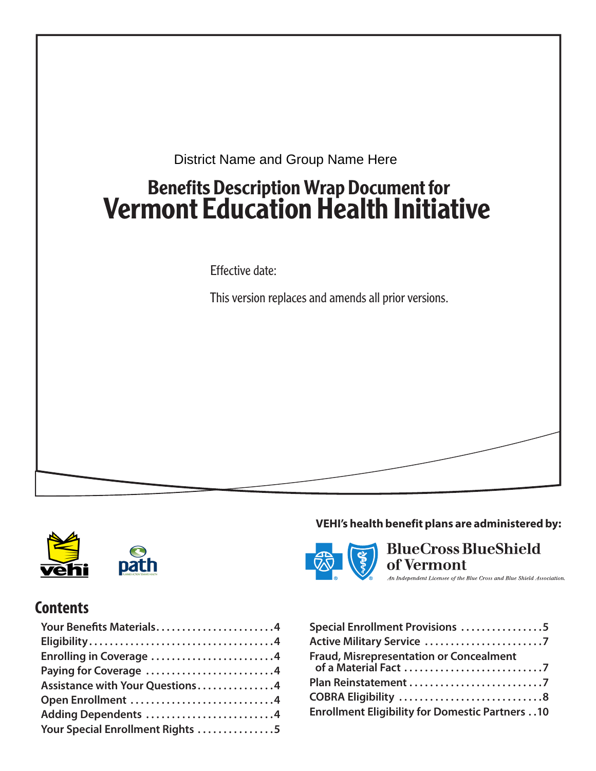District Name and Group Name Here

# Benefits Description Wrap Document for Vermont Education Health Initiative

Effective date:

This version replaces and amends all prior versions.

**VEHI's health benefit plans are administered by:**

BlueCross BlueShield of Vermont

*An Independent Licensee of the Blue Cross and Blue Shield Association.*

## Contents

- Your Benefits Materials .......... 4
- Eligibility .......... 4
- Enrolling in Coverage .......... 4
- Paying for Coverage .......... 4
- Assistance with Your Questions .......... 4
- Open Enrollment .......... 4
- Adding Dependents .......... 4
- Your Special Enrollment Rights .......... 5
- Special Enrollment Provisions .......... 5
- Active Military Service .......... 7
- Fraud, Misrepresentation or Concealment of a Material Fact .......... 7
- Plan Reinstatement .......... 7
- COBRA Eligibility .......... 8
- Enrollment Eligibility for Domestic Partners .......... 10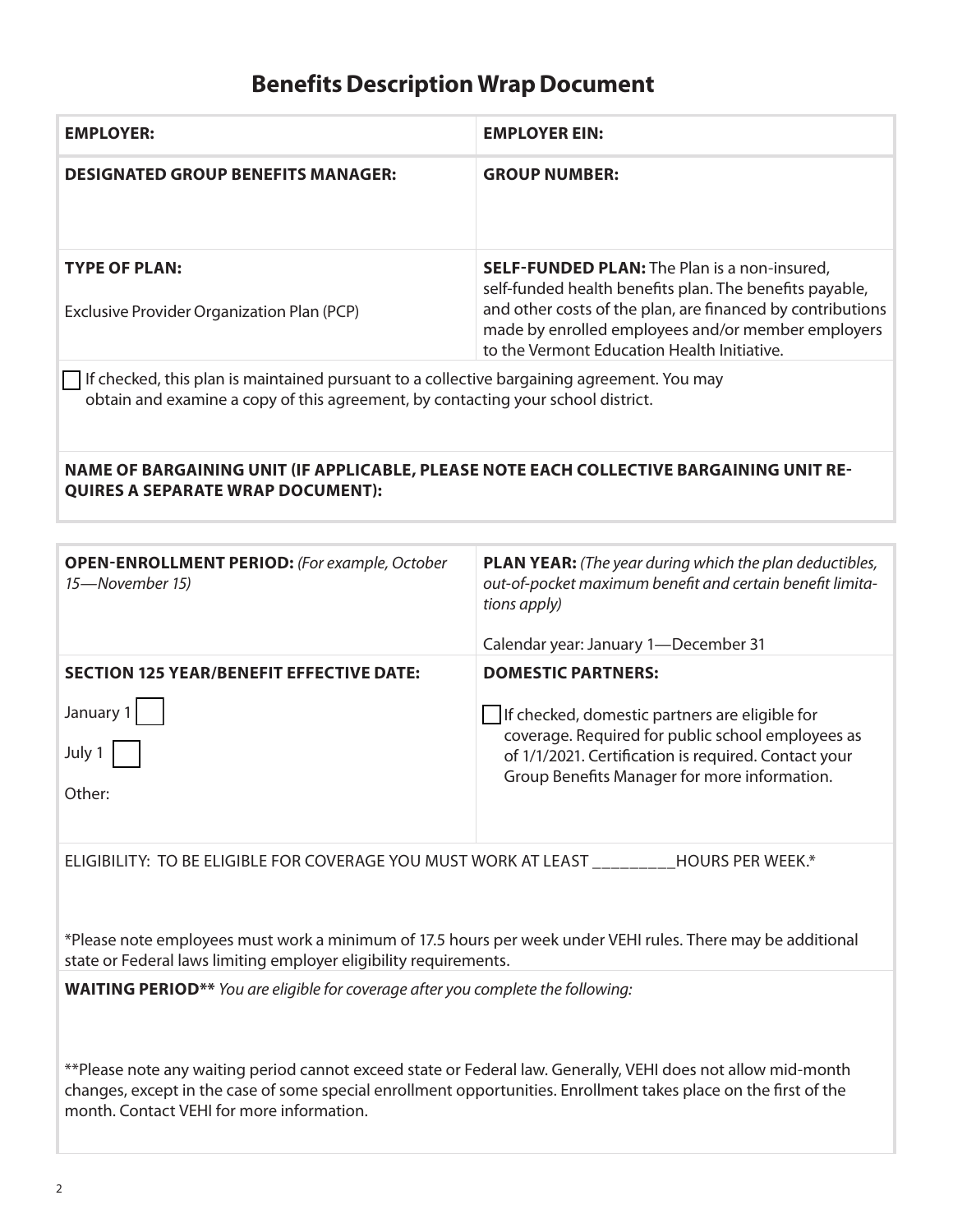# Benefits Description Wrap Document

| **EMPLOYER:** | **EMPLOYER EIN:** |
|---|---|
| **DESIGNATED GROUP BENEFITS MANAGER:** | **GROUP NUMBER:** |
| **TYPE OF PLAN:**<br><br>Exclusive Provider Organization Plan (PCP) | **SELF-FUNDED PLAN:** The Plan is a non-insured, self-funded health benefits plan. The benefits payable, and other costs of the plan, are financed by contributions made by enrolled employees and/or member employers to the Vermont Education Health Initiative. |

☐ If checked, this plan is maintained pursuant to a collective bargaining agreement. You may obtain and examine a copy of this agreement, by contacting your school district.

**NAME OF BARGAINING UNIT (IF APPLICABLE, PLEASE NOTE EACH COLLECTIVE BARGAINING UNIT REQUIRES A SEPARATE WRAP DOCUMENT):**

| **OPEN-ENROLLMENT PERIOD:** *(For example, October 15—November 15)* | **PLAN YEAR:** *(The year during which the plan deductibles, out-of-pocket maximum benefit and certain benefit limitations apply)*<br><br>Calendar year: January 1—December 31 |
|---|---|
| **SECTION 125 YEAR/BENEFIT EFFECTIVE DATE:**<br><br>January 1 ☐<br><br>July 1 ☐<br><br>Other: | **DOMESTIC PARTNERS:**<br><br>☐ If checked, domestic partners are eligible for coverage. Required for public school employees as of 1/1/2021. Certification is required. Contact your Group Benefits Manager for more information. |

ELIGIBILITY: TO BE ELIGIBLE FOR COVERAGE YOU MUST WORK AT LEAST _________HOURS PER WEEK.*

*Please note employees must work a minimum of 17.5 hours per week under VEHI rules. There may be additional state or Federal laws limiting employer eligibility requirements.

**WAITING PERIOD**** *You are eligible for coverage after you complete the following:*

**Please note any waiting period cannot exceed state or Federal law. Generally, VEHI does not allow mid-month changes, except in the case of some special enrollment opportunities. Enrollment takes place on the first of the month. Contact VEHI for more information.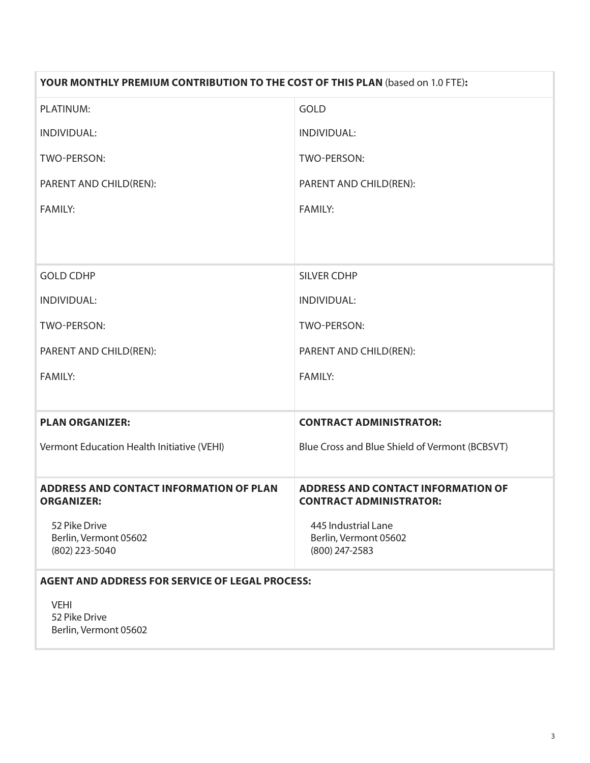**YOUR MONTHLY PREMIUM CONTRIBUTION TO THE COST OF THIS PLAN** (based on 1.0 FTE)**:**

| PLATINUM: | GOLD |
|---|---|
| INDIVIDUAL: | INDIVIDUAL: |
| TWO-PERSON: | TWO-PERSON: |
| PARENT AND CHILD(REN): | PARENT AND CHILD(REN): |
| FAMILY: | FAMILY: |

| GOLD CDHP | SILVER CDHP |
|---|---|
| INDIVIDUAL: | INDIVIDUAL: |
| TWO-PERSON: | TWO-PERSON: |
| PARENT AND CHILD(REN): | PARENT AND CHILD(REN): |
| FAMILY: | FAMILY: |

| **PLAN ORGANIZER:** | **CONTRACT ADMINISTRATOR:** |
|---|---|
| Vermont Education Health Initiative (VEHI) | Blue Cross and Blue Shield of Vermont (BCBSVT) |

| **ADDRESS AND CONTACT INFORMATION OF PLAN ORGANIZER:** | **ADDRESS AND CONTACT INFORMATION OF CONTRACT ADMINISTRATOR:** |
|---|---|
| 52 Pike Drive<br>Berlin, Vermont 05602<br>(802) 223-5040 | 445 Industrial Lane<br>Berlin, Vermont 05602<br>(800) 247-2583 |

**AGENT AND ADDRESS FOR SERVICE OF LEGAL PROCESS:**

VEHI
52 Pike Drive
Berlin, Vermont 05602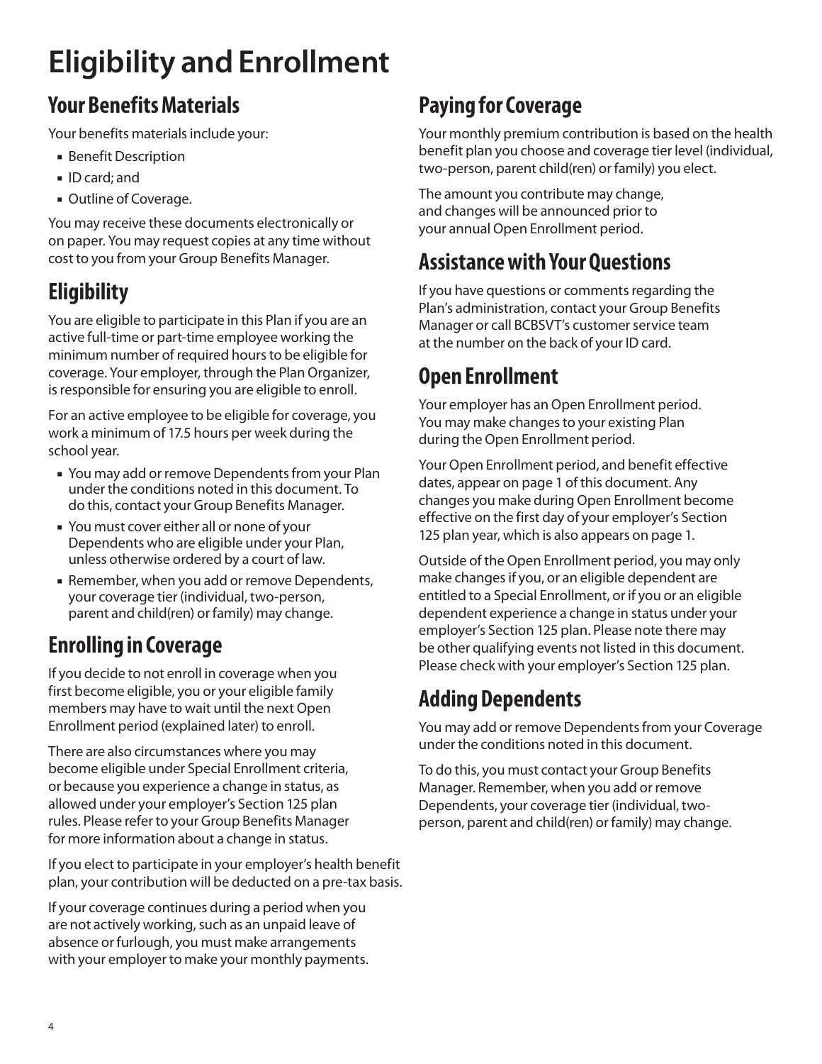# Eligibility and Enrollment

## Your Benefits Materials

Your benefits materials include your:

- Benefit Description
- ID card; and
- Outline of Coverage.

You may receive these documents electronically or on paper. You may request copies at any time without cost to you from your Group Benefits Manager.

## Eligibility

You are eligible to participate in this Plan if you are an active full-time or part-time employee working the minimum number of required hours to be eligible for coverage. Your employer, through the Plan Organizer, is responsible for ensuring you are eligible to enroll.

For an active employee to be eligible for coverage, you work a minimum of 17.5 hours per week during the school year.

- You may add or remove Dependents from your Plan under the conditions noted in this document. To do this, contact your Group Benefits Manager.
- You must cover either all or none of your Dependents who are eligible under your Plan, unless otherwise ordered by a court of law.
- Remember, when you add or remove Dependents, your coverage tier (individual, two-person, parent and child(ren) or family) may change.

## Enrolling in Coverage

If you decide to not enroll in coverage when you first become eligible, you or your eligible family members may have to wait until the next Open Enrollment period (explained later) to enroll.

There are also circumstances where you may become eligible under Special Enrollment criteria, or because you experience a change in status, as allowed under your employer's Section 125 plan rules. Please refer to your Group Benefits Manager for more information about a change in status.

If you elect to participate in your employer's health benefit plan, your contribution will be deducted on a pre-tax basis.

If your coverage continues during a period when you are not actively working, such as an unpaid leave of absence or furlough, you must make arrangements with your employer to make your monthly payments.

## Paying for Coverage

Your monthly premium contribution is based on the health benefit plan you choose and coverage tier level (individual, two-person, parent child(ren) or family) you elect.

The amount you contribute may change, and changes will be announced prior to your annual Open Enrollment period.

## Assistance with Your Questions

If you have questions or comments regarding the Plan's administration, contact your Group Benefits Manager or call BCBSVT's customer service team at the number on the back of your ID card.

## Open Enrollment

Your employer has an Open Enrollment period. You may make changes to your existing Plan during the Open Enrollment period.

Your Open Enrollment period, and benefit effective dates, appear on page 1 of this document. Any changes you make during Open Enrollment become effective on the first day of your employer's Section 125 plan year, which is also appears on page 1.

Outside of the Open Enrollment period, you may only make changes if you, or an eligible dependent are entitled to a Special Enrollment, or if you or an eligible dependent experience a change in status under your employer's Section 125 plan. Please note there may be other qualifying events not listed in this document. Please check with your employer's Section 125 plan.

## Adding Dependents

You may add or remove Dependents from your Coverage under the conditions noted in this document.

To do this, you must contact your Group Benefits Manager. Remember, when you add or remove Dependents, your coverage tier (individual, two-person, parent and child(ren) or family) may change.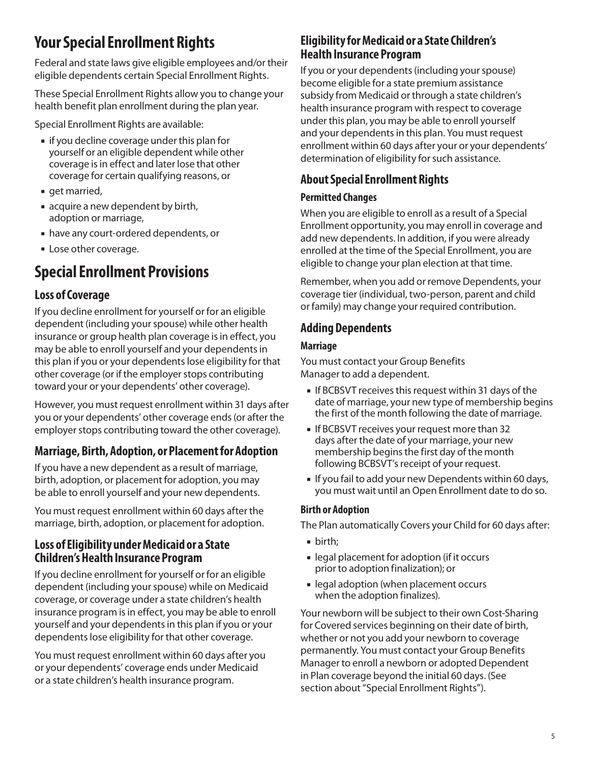# Your Special Enrollment Rights

Federal and state laws give eligible employees and/or their eligible dependents certain Special Enrollment Rights.

These Special Enrollment Rights allow you to change your health benefit plan enrollment during the plan year.

Special Enrollment Rights are available:

- if you decline coverage under this plan for yourself or an eligible dependent while other coverage is in effect and later lose that other coverage for certain qualifying reasons, or
- get married,
- acquire a new dependent by birth, adoption or marriage,
- have any court-ordered dependents, or
- Lose other coverage.

# Special Enrollment Provisions

## Loss of Coverage

If you decline enrollment for yourself or for an eligible dependent (including your spouse) while other health insurance or group health plan coverage is in effect, you may be able to enroll yourself and your dependents in this plan if you or your dependents lose eligibility for that other coverage (or if the employer stops contributing toward your or your dependents' other coverage).

However, you must request enrollment within 31 days after you or your dependents' other coverage ends (or after the employer stops contributing toward the other coverage).

## Marriage, Birth, Adoption, or Placement for Adoption

If you have a new dependent as a result of marriage, birth, adoption, or placement for adoption, you may be able to enroll yourself and your new dependents.

You must request enrollment within 60 days after the marriage, birth, adoption, or placement for adoption.

## Loss of Eligibility under Medicaid or a State Children's Health Insurance Program

If you decline enrollment for yourself or for an eligible dependent (including your spouse) while on Medicaid coverage, or coverage under a state children's health insurance program is in effect, you may be able to enroll yourself and your dependents in this plan if you or your dependents lose eligibility for that other coverage.

You must request enrollment within 60 days after you or your dependents' coverage ends under Medicaid or a state children's health insurance program.

## Eligibility for Medicaid or a State Children's Health Insurance Program

If you or your dependents (including your spouse) become eligible for a state premium assistance subsidy from Medicaid or through a state children's health insurance program with respect to coverage under this plan, you may be able to enroll yourself and your dependents in this plan. You must request enrollment within 60 days after your or your dependents' determination of eligibility for such assistance.

## About Special Enrollment Rights

### Permitted Changes

When you are eligible to enroll as a result of a Special Enrollment opportunity, you may enroll in coverage and add new dependents. In addition, if you were already enrolled at the time of the Special Enrollment, you are eligible to change your plan election at that time.

Remember, when you add or remove Dependents, your coverage tier (individual, two-person, parent and child or family) may change your required contribution.

## Adding Dependents

### Marriage

You must contact your Group Benefits Manager to add a dependent.

- If BCBSVT receives this request within 31 days of the date of marriage, your new type of membership begins the first of the month following the date of marriage.
- If BCBSVT receives your request more than 32 days after the date of your marriage, your new membership begins the first day of the month following BCBSVT's receipt of your request.
- If you fail to add your new Dependents within 60 days, you must wait until an Open Enrollment date to do so.

### Birth or Adoption

The Plan automatically Covers your Child for 60 days after:

- birth;
- legal placement for adoption (if it occurs prior to adoption finalization); or
- legal adoption (when placement occurs when the adoption finalizes).

Your newborn will be subject to their own Cost-Sharing for Covered services beginning on their date of birth, whether or not you add your newborn to coverage permanently. You must contact your Group Benefits Manager to enroll a newborn or adopted Dependent in Plan coverage beyond the initial 60 days. (See section about "Special Enrollment Rights").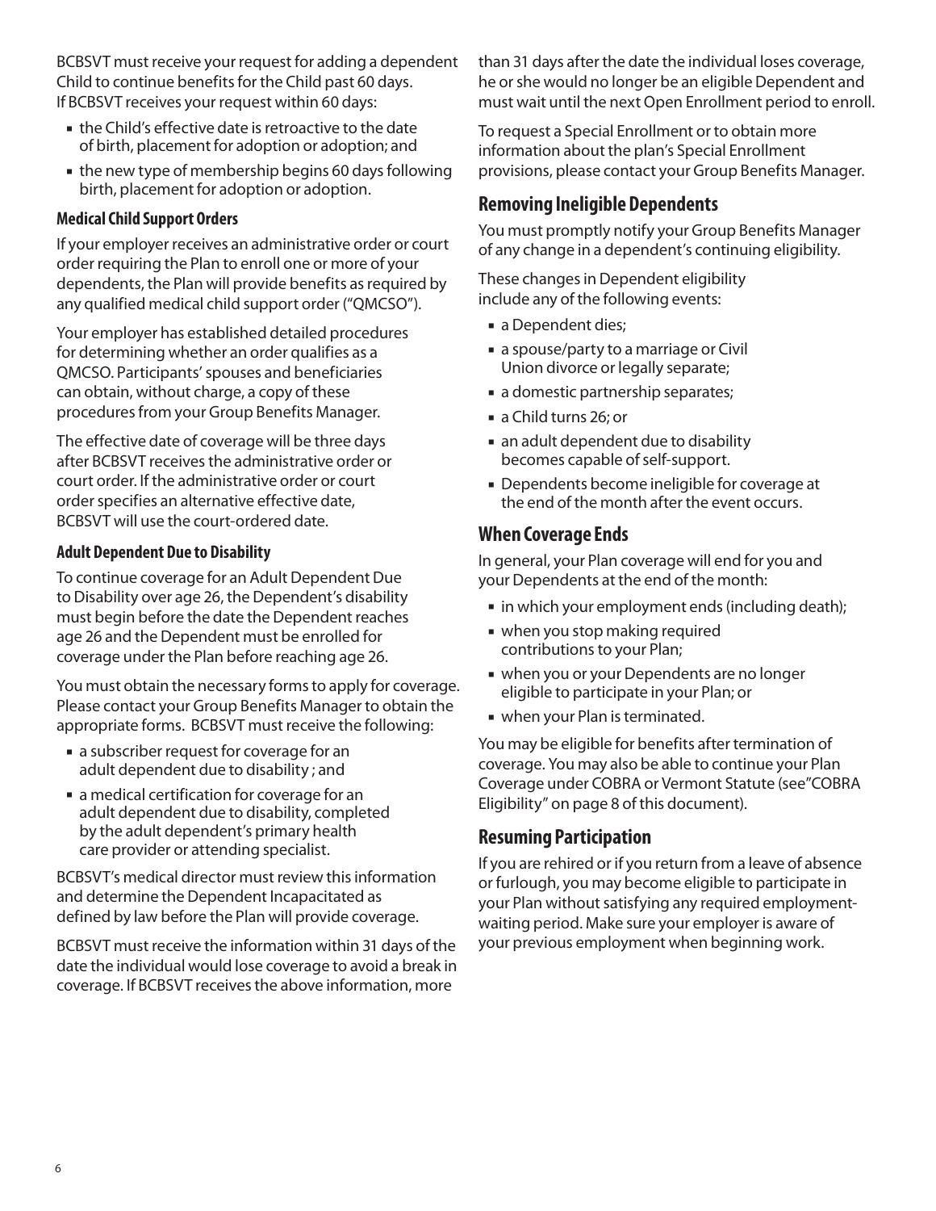BCBSVT must receive your request for adding a dependent Child to continue benefits for the Child past 60 days. If BCBSVT receives your request within 60 days:

- the Child's effective date is retroactive to the date of birth, placement for adoption or adoption; and
- the new type of membership begins 60 days following birth, placement for adoption or adoption.

### Medical Child Support Orders

If your employer receives an administrative order or court order requiring the Plan to enroll one or more of your dependents, the Plan will provide benefits as required by any qualified medical child support order ("QMCSO").

Your employer has established detailed procedures for determining whether an order qualifies as a QMCSO. Participants' spouses and beneficiaries can obtain, without charge, a copy of these procedures from your Group Benefits Manager.

The effective date of coverage will be three days after BCBSVT receives the administrative order or court order. If the administrative order or court order specifies an alternative effective date, BCBSVT will use the court-ordered date.

### Adult Dependent Due to Disability

To continue coverage for an Adult Dependent Due to Disability over age 26, the Dependent's disability must begin before the date the Dependent reaches age 26 and the Dependent must be enrolled for coverage under the Plan before reaching age 26.

You must obtain the necessary forms to apply for coverage. Please contact your Group Benefits Manager to obtain the appropriate forms. BCBSVT must receive the following:

- a subscriber request for coverage for an adult dependent due to disability ; and
- a medical certification for coverage for an adult dependent due to disability, completed by the adult dependent's primary health care provider or attending specialist.

BCBSVT's medical director must review this information and determine the Dependent Incapacitated as defined by law before the Plan will provide coverage.

BCBSVT must receive the information within 31 days of the date the individual would lose coverage to avoid a break in coverage. If BCBSVT receives the above information, more than 31 days after the date the individual loses coverage, he or she would no longer be an eligible Dependent and must wait until the next Open Enrollment period to enroll.

To request a Special Enrollment or to obtain more information about the plan's Special Enrollment provisions, please contact your Group Benefits Manager.

## Removing Ineligible Dependents

You must promptly notify your Group Benefits Manager of any change in a dependent's continuing eligibility.

These changes in Dependent eligibility include any of the following events:

- a Dependent dies;
- a spouse/party to a marriage or Civil Union divorce or legally separate;
- a domestic partnership separates;
- a Child turns 26; or
- an adult dependent due to disability becomes capable of self-support.
- Dependents become ineligible for coverage at the end of the month after the event occurs.

## When Coverage Ends

In general, your Plan coverage will end for you and your Dependents at the end of the month:

- in which your employment ends (including death);
- when you stop making required contributions to your Plan;
- when you or your Dependents are no longer eligible to participate in your Plan; or
- when your Plan is terminated.

You may be eligible for benefits after termination of coverage. You may also be able to continue your Plan Coverage under COBRA or Vermont Statute (see"COBRA Eligibility" on page 8 of this document).

## Resuming Participation

If you are rehired or if you return from a leave of absence or furlough, you may become eligible to participate in your Plan without satisfying any required employment-waiting period. Make sure your employer is aware of your previous employment when beginning work.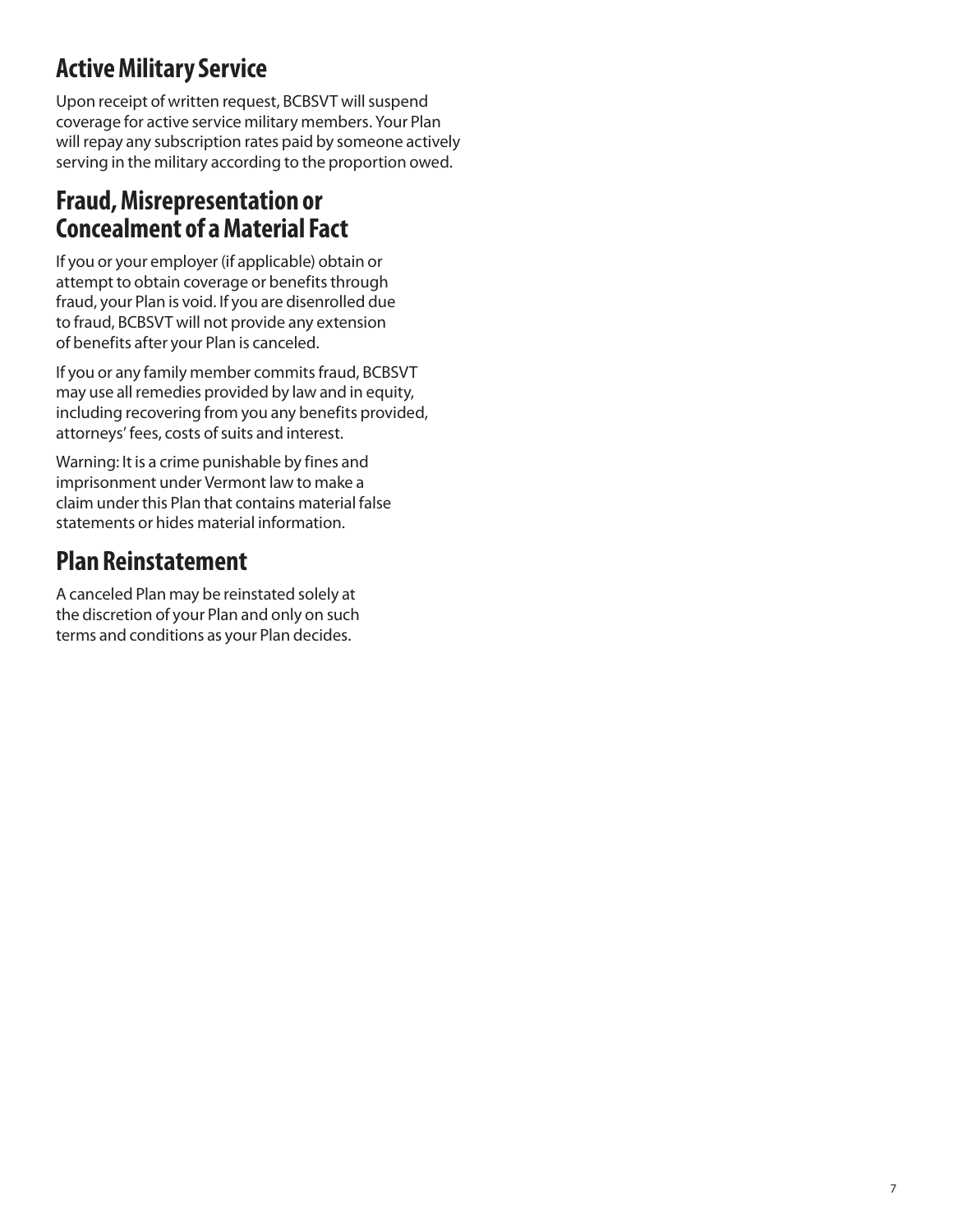## Active Military Service

Upon receipt of written request, BCBSVT will suspend coverage for active service military members. Your Plan will repay any subscription rates paid by someone actively serving in the military according to the proportion owed.

## Fraud, Misrepresentation or Concealment of a Material Fact

If you or your employer (if applicable) obtain or attempt to obtain coverage or benefits through fraud, your Plan is void. If you are disenrolled due to fraud, BCBSVT will not provide any extension of benefits after your Plan is canceled.

If you or any family member commits fraud, BCBSVT may use all remedies provided by law and in equity, including recovering from you any benefits provided, attorneys' fees, costs of suits and interest.

Warning: It is a crime punishable by fines and imprisonment under Vermont law to make a claim under this Plan that contains material false statements or hides material information.

## Plan Reinstatement

A canceled Plan may be reinstated solely at the discretion of your Plan and only on such terms and conditions as your Plan decides.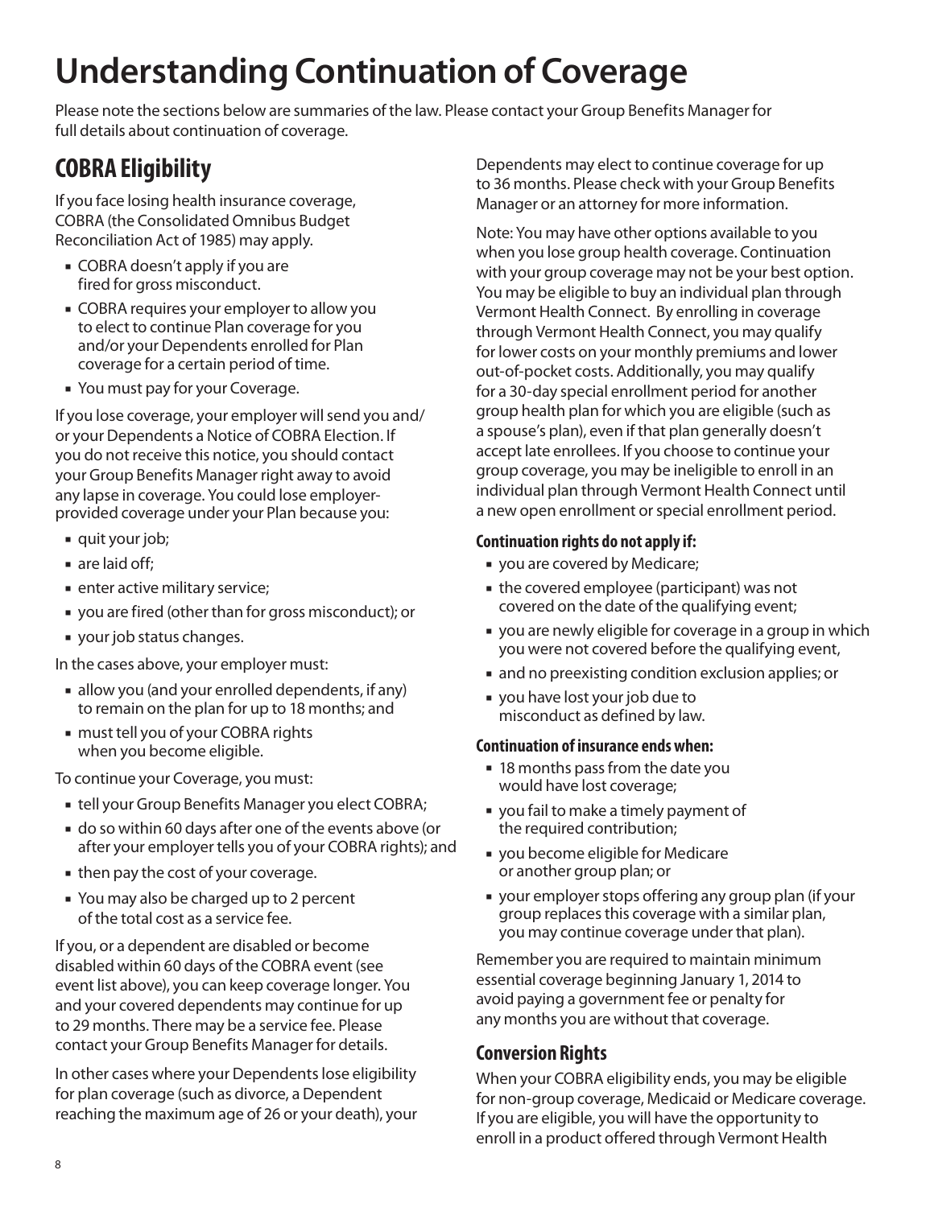# Understanding Continuation of Coverage

Please note the sections below are summaries of the law. Please contact your Group Benefits Manager for full details about continuation of coverage.

## COBRA Eligibility

If you face losing health insurance coverage, COBRA (the Consolidated Omnibus Budget Reconciliation Act of 1985) may apply.

- COBRA doesn't apply if you are fired for gross misconduct.
- COBRA requires your employer to allow you to elect to continue Plan coverage for you and/or your Dependents enrolled for Plan coverage for a certain period of time.
- You must pay for your Coverage.

If you lose coverage, your employer will send you and/or your Dependents a Notice of COBRA Election. If you do not receive this notice, you should contact your Group Benefits Manager right away to avoid any lapse in coverage. You could lose employer-provided coverage under your Plan because you:

- quit your job;
- are laid off;
- enter active military service;
- you are fired (other than for gross misconduct); or
- your job status changes.

In the cases above, your employer must:

- allow you (and your enrolled dependents, if any) to remain on the plan for up to 18 months; and
- must tell you of your COBRA rights when you become eligible.

To continue your Coverage, you must:

- tell your Group Benefits Manager you elect COBRA;
- do so within 60 days after one of the events above (or after your employer tells you of your COBRA rights); and
- then pay the cost of your coverage.
- You may also be charged up to 2 percent of the total cost as a service fee.

If you, or a dependent are disabled or become disabled within 60 days of the COBRA event (see event list above), you can keep coverage longer. You and your covered dependents may continue for up to 29 months. There may be a service fee. Please contact your Group Benefits Manager for details.

In other cases where your Dependents lose eligibility for plan coverage (such as divorce, a Dependent reaching the maximum age of 26 or your death), your Dependents may elect to continue coverage for up to 36 months. Please check with your Group Benefits Manager or an attorney for more information.

Note: You may have other options available to you when you lose group health coverage. Continuation with your group coverage may not be your best option. You may be eligible to buy an individual plan through Vermont Health Connect. By enrolling in coverage through Vermont Health Connect, you may qualify for lower costs on your monthly premiums and lower out-of-pocket costs. Additionally, you may qualify for a 30-day special enrollment period for another group health plan for which you are eligible (such as a spouse's plan), even if that plan generally doesn't accept late enrollees. If you choose to continue your group coverage, you may be ineligible to enroll in an individual plan through Vermont Health Connect until a new open enrollment or special enrollment period.

### Continuation rights do not apply if:

- you are covered by Medicare;
- the covered employee (participant) was not covered on the date of the qualifying event;
- you are newly eligible for coverage in a group in which you were not covered before the qualifying event,
- and no preexisting condition exclusion applies; or
- you have lost your job due to misconduct as defined by law.

### Continuation of insurance ends when:

- 18 months pass from the date you would have lost coverage;
- you fail to make a timely payment of the required contribution;
- you become eligible for Medicare or another group plan; or
- your employer stops offering any group plan (if your group replaces this coverage with a similar plan, you may continue coverage under that plan).

Remember you are required to maintain minimum essential coverage beginning January 1, 2014 to avoid paying a government fee or penalty for any months you are without that coverage.

## Conversion Rights

When your COBRA eligibility ends, you may be eligible for non-group coverage, Medicaid or Medicare coverage. If you are eligible, you will have the opportunity to enroll in a product offered through Vermont Health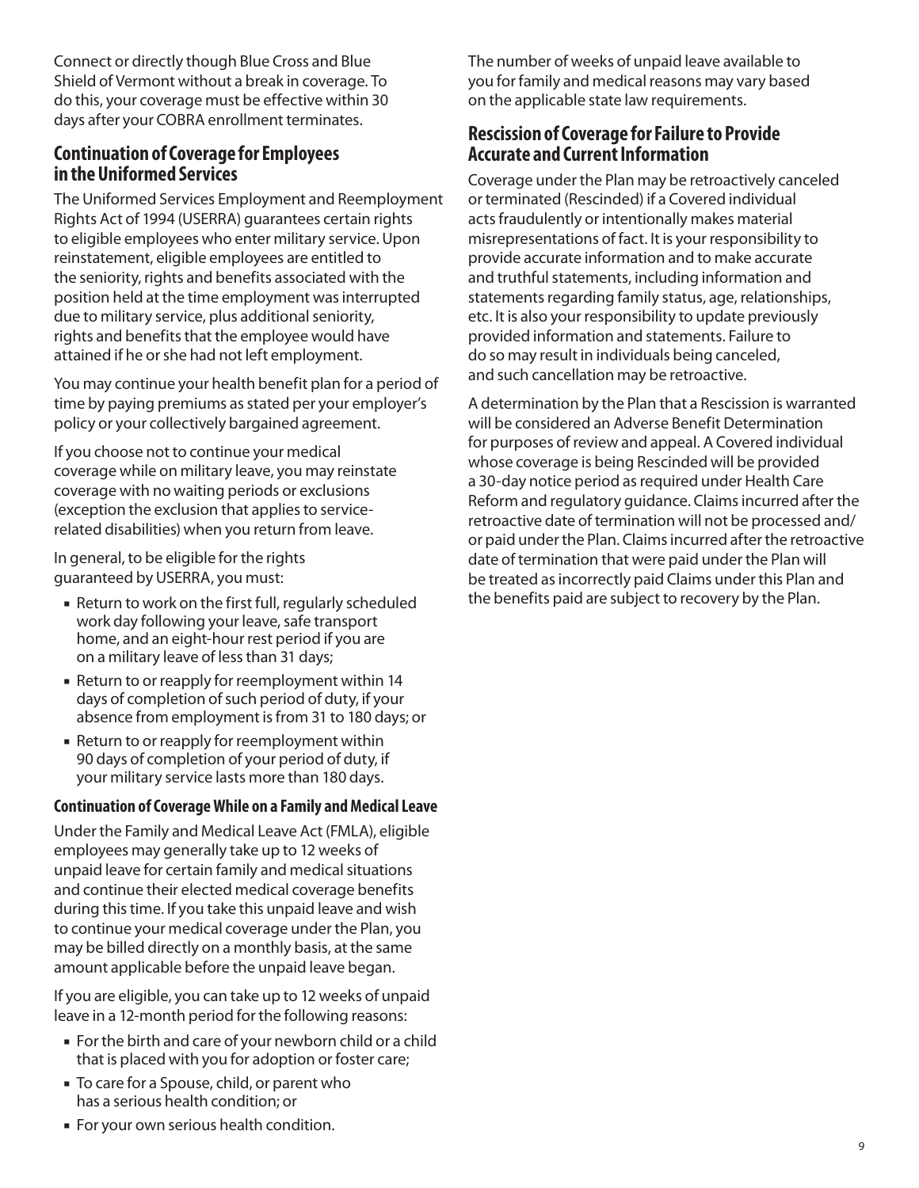Connect or directly though Blue Cross and Blue Shield of Vermont without a break in coverage. To do this, your coverage must be effective within 30 days after your COBRA enrollment terminates.

## Continuation of Coverage for Employees in the Uniformed Services

The Uniformed Services Employment and Reemployment Rights Act of 1994 (USERRA) guarantees certain rights to eligible employees who enter military service. Upon reinstatement, eligible employees are entitled to the seniority, rights and benefits associated with the position held at the time employment was interrupted due to military service, plus additional seniority, rights and benefits that the employee would have attained if he or she had not left employment.

You may continue your health benefit plan for a period of time by paying premiums as stated per your employer's policy or your collectively bargained agreement.

If you choose not to continue your medical coverage while on military leave, you may reinstate coverage with no waiting periods or exclusions (exception the exclusion that applies to service-related disabilities) when you return from leave.

In general, to be eligible for the rights guaranteed by USERRA, you must:

- Return to work on the first full, regularly scheduled work day following your leave, safe transport home, and an eight-hour rest period if you are on a military leave of less than 31 days;
- Return to or reapply for reemployment within 14 days of completion of such period of duty, if your absence from employment is from 31 to 180 days; or
- Return to or reapply for reemployment within 90 days of completion of your period of duty, if your military service lasts more than 180 days.

### Continuation of Coverage While on a Family and Medical Leave

Under the Family and Medical Leave Act (FMLA), eligible employees may generally take up to 12 weeks of unpaid leave for certain family and medical situations and continue their elected medical coverage benefits during this time. If you take this unpaid leave and wish to continue your medical coverage under the Plan, you may be billed directly on a monthly basis, at the same amount applicable before the unpaid leave began.

If you are eligible, you can take up to 12 weeks of unpaid leave in a 12-month period for the following reasons:

- For the birth and care of your newborn child or a child that is placed with you for adoption or foster care;
- To care for a Spouse, child, or parent who has a serious health condition; or
- For your own serious health condition.

The number of weeks of unpaid leave available to you for family and medical reasons may vary based on the applicable state law requirements.

## Rescission of Coverage for Failure to Provide Accurate and Current Information

Coverage under the Plan may be retroactively canceled or terminated (Rescinded) if a Covered individual acts fraudulently or intentionally makes material misrepresentations of fact. It is your responsibility to provide accurate information and to make accurate and truthful statements, including information and statements regarding family status, age, relationships, etc. It is also your responsibility to update previously provided information and statements. Failure to do so may result in individuals being canceled, and such cancellation may be retroactive.

A determination by the Plan that a Rescission is warranted will be considered an Adverse Benefit Determination for purposes of review and appeal. A Covered individual whose coverage is being Rescinded will be provided a 30-day notice period as required under Health Care Reform and regulatory guidance. Claims incurred after the retroactive date of termination will not be processed and/or paid under the Plan. Claims incurred after the retroactive date of termination that were paid under the Plan will be treated as incorrectly paid Claims under this Plan and the benefits paid are subject to recovery by the Plan.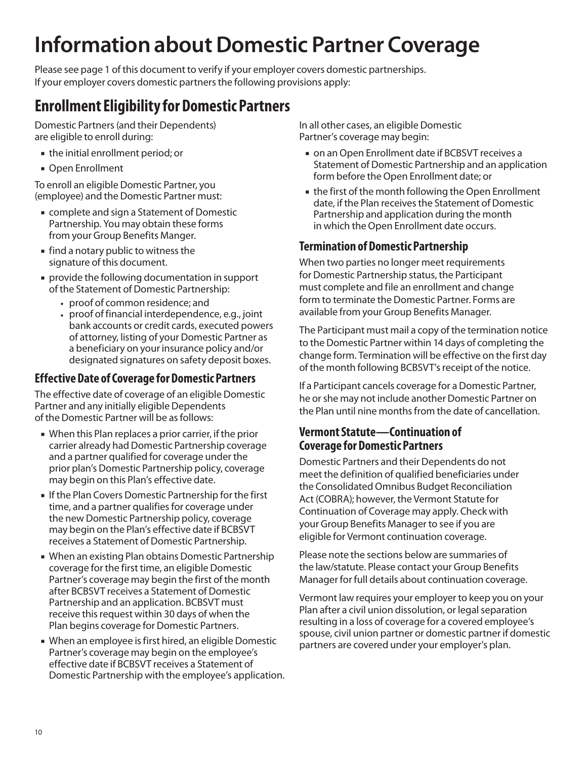# Information about Domestic Partner Coverage

Please see page 1 of this document to verify if your employer covers domestic partnerships. If your employer covers domestic partners the following provisions apply:

## Enrollment Eligibility for Domestic Partners

Domestic Partners (and their Dependents) are eligible to enroll during:

- the initial enrollment period; or
- Open Enrollment

To enroll an eligible Domestic Partner, you (employee) and the Domestic Partner must:

- complete and sign a Statement of Domestic Partnership. You may obtain these forms from your Group Benefits Manger.
- find a notary public to witness the signature of this document.
- provide the following documentation in support of the Statement of Domestic Partnership:
  - proof of common residence; and
  - proof of financial interdependence, e.g., joint bank accounts or credit cards, executed powers of attorney, listing of your Domestic Partner as a beneficiary on your insurance policy and/or designated signatures on safety deposit boxes.

### Effective Date of Coverage for Domestic Partners

The effective date of coverage of an eligible Domestic Partner and any initially eligible Dependents of the Domestic Partner will be as follows:

- When this Plan replaces a prior carrier, if the prior carrier already had Domestic Partnership coverage and a partner qualified for coverage under the prior plan's Domestic Partnership policy, coverage may begin on this Plan's effective date.
- If the Plan Covers Domestic Partnership for the first time, and a partner qualifies for coverage under the new Domestic Partnership policy, coverage may begin on the Plan's effective date if BCBSVT receives a Statement of Domestic Partnership.
- When an existing Plan obtains Domestic Partnership coverage for the first time, an eligible Domestic Partner's coverage may begin the first of the month after BCBSVT receives a Statement of Domestic Partnership and an application. BCBSVT must receive this request within 30 days of when the Plan begins coverage for Domestic Partners.
- When an employee is first hired, an eligible Domestic Partner's coverage may begin on the employee's effective date if BCBSVT receives a Statement of Domestic Partnership with the employee's application.

In all other cases, an eligible Domestic Partner's coverage may begin:

- on an Open Enrollment date if BCBSVT receives a Statement of Domestic Partnership and an application form before the Open Enrollment date; or
- the first of the month following the Open Enrollment date, if the Plan receives the Statement of Domestic Partnership and application during the month in which the Open Enrollment date occurs.

### Termination of Domestic Partnership

When two parties no longer meet requirements for Domestic Partnership status, the Participant must complete and file an enrollment and change form to terminate the Domestic Partner. Forms are available from your Group Benefits Manager.

The Participant must mail a copy of the termination notice to the Domestic Partner within 14 days of completing the change form. Termination will be effective on the first day of the month following BCBSVT's receipt of the notice.

If a Participant cancels coverage for a Domestic Partner, he or she may not include another Domestic Partner on the Plan until nine months from the date of cancellation.

### Vermont Statute—Continuation of Coverage for Domestic Partners

Domestic Partners and their Dependents do not meet the definition of qualified beneficiaries under the Consolidated Omnibus Budget Reconciliation Act (COBRA); however, the Vermont Statute for Continuation of Coverage may apply. Check with your Group Benefits Manager to see if you are eligible for Vermont continuation coverage.

Please note the sections below are summaries of the law/statute. Please contact your Group Benefits Manager for full details about continuation coverage.

Vermont law requires your employer to keep you on your Plan after a civil union dissolution, or legal separation resulting in a loss of coverage for a covered employee's spouse, civil union partner or domestic partner if domestic partners are covered under your employer's plan.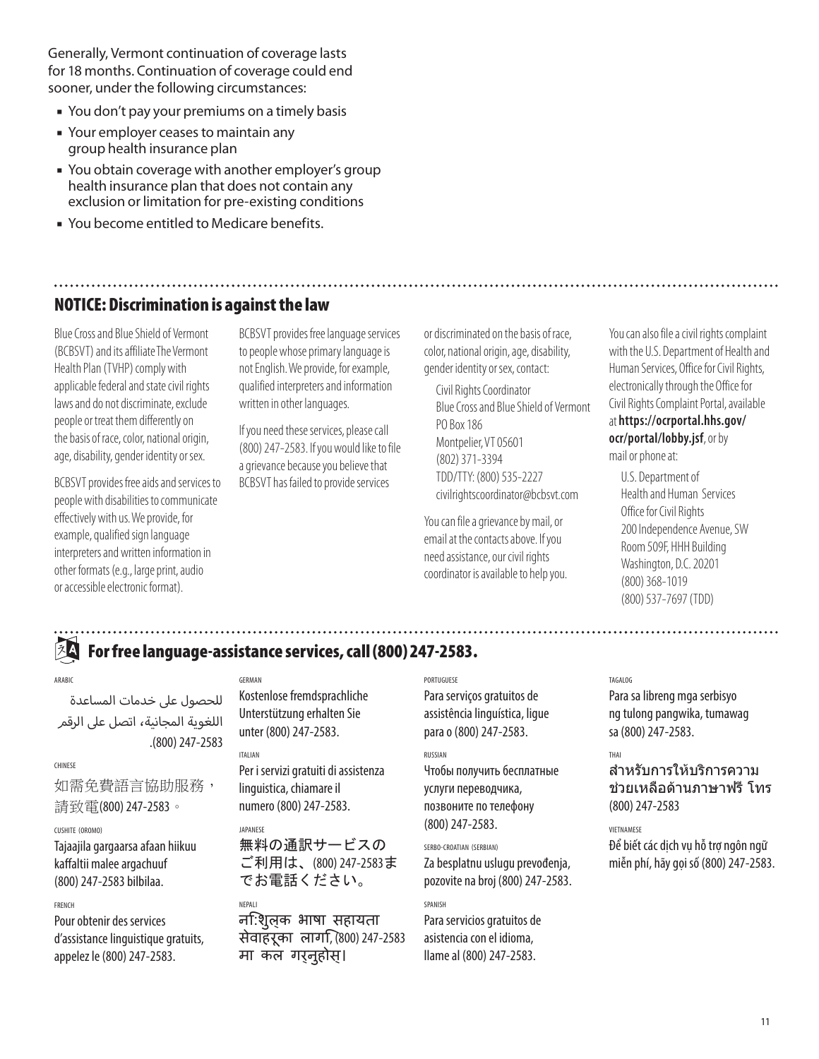Generally, Vermont continuation of coverage lasts for 18 months. Continuation of coverage could end sooner, under the following circumstances:

- You don't pay your premiums on a timely basis
- Your employer ceases to maintain any group health insurance plan
- You obtain coverage with another employer's group health insurance plan that does not contain any exclusion or limitation for pre-existing conditions
- You become entitled to Medicare benefits.

## NOTICE: Discrimination is against the law

Blue Cross and Blue Shield of Vermont (BCBSVT) and its affiliate The Vermont Health Plan (TVHP) comply with applicable federal and state civil rights laws and do not discriminate, exclude people or treat them differently on the basis of race, color, national origin, age, disability, gender identity or sex.

BCBSVT provides free aids and services to people with disabilities to communicate effectively with us. We provide, for example, qualified sign language interpreters and written information in other formats (e.g., large print, audio or accessible electronic format).

BCBSVT provides free language services to people whose primary language is not English. We provide, for example, qualified interpreters and information written in other languages.

If you need these services, please call (800) 247-2583. If you would like to file a grievance because you believe that BCBSVT has failed to provide services or discriminated on the basis of race, color, national origin, age, disability, gender identity or sex, contact:

Civil Rights Coordinator
Blue Cross and Blue Shield of Vermont
PO Box 186
Montpelier, VT 05601
(802) 371-3394
TDD/TTY: (800) 535-2227
civilrightscoordinator@bcbsvt.com

You can file a grievance by mail, or email at the contacts above. If you need assistance, our civil rights coordinator is available to help you.

You can also file a civil rights complaint with the U.S. Department of Health and Human Services, Office for Civil Rights, electronically through the Office for Civil Rights Complaint Portal, available at **https://ocrportal.hhs.gov/ocr/portal/lobby.jsf**, or by mail or phone at:

U.S. Department of
Health and Human Services
Office for Civil Rights
200 Independence Avenue, SW
Room 509F, HHH Building
Washington, D.C. 20201
(800) 368-1019
(800) 537-7697 (TDD)

## For free language-assistance services, call (800) 247-2583.

ARABIC

للحصول على خدمات المساعدة اللغوية المجانية، اتصل على الرقم (800) 247-2583.

CHINESE

如需免費語言協助服務，請致電(800) 247-2583。

CUSHITE (OROMO)

Tajaajila gargaarsa afaan hiikuu kaffaltii malee argachuuf (800) 247-2583 bilbilaa.

FRENCH

Pour obtenir des services d'assistance linguistique gratuits, appelez le (800) 247-2583.

GERMAN

Kostenlose fremdsprachliche Unterstützung erhalten Sie unter (800) 247-2583.

ITALIAN

Per i servizi gratuiti di assistenza linguistica, chiamare il numero (800) 247-2583.

JAPANESE

無料の通訳サービスのご利用は、(800) 247-2583までお電話ください。

NEPALI

नि:शुल्क भाषा सहायता सेवाहरूका लागि, (800) 247-2583 मा कल गर्नुहोस्।

PORTUGUESE

Para serviços gratuitos de assistência linguística, ligue para o (800) 247-2583.

RUSSIAN

Чтобы получить бесплатные услуги переводчика, позвоните по телефону (800) 247-2583.

SERBO-CROATIAN (SERBIAN)

Za besplatnu uslugu prevođenja, pozovite na broj (800) 247-2583.

SPANISH

Para servicios gratuitos de asistencia con el idioma, llame al (800) 247-2583.

TAGALOG

Para sa libreng mga serbisyo ng tulong pangwika, tumawag sa (800) 247-2583.

THAI

สำหรับการให้บริการความช่วยเหลือด้านภาษาฟรี โทร (800) 247-2583

VIETNAMESE

Để biết các dịch vụ hỗ trợ ngôn ngữ miễn phí, hãy gọi số (800) 247-2583.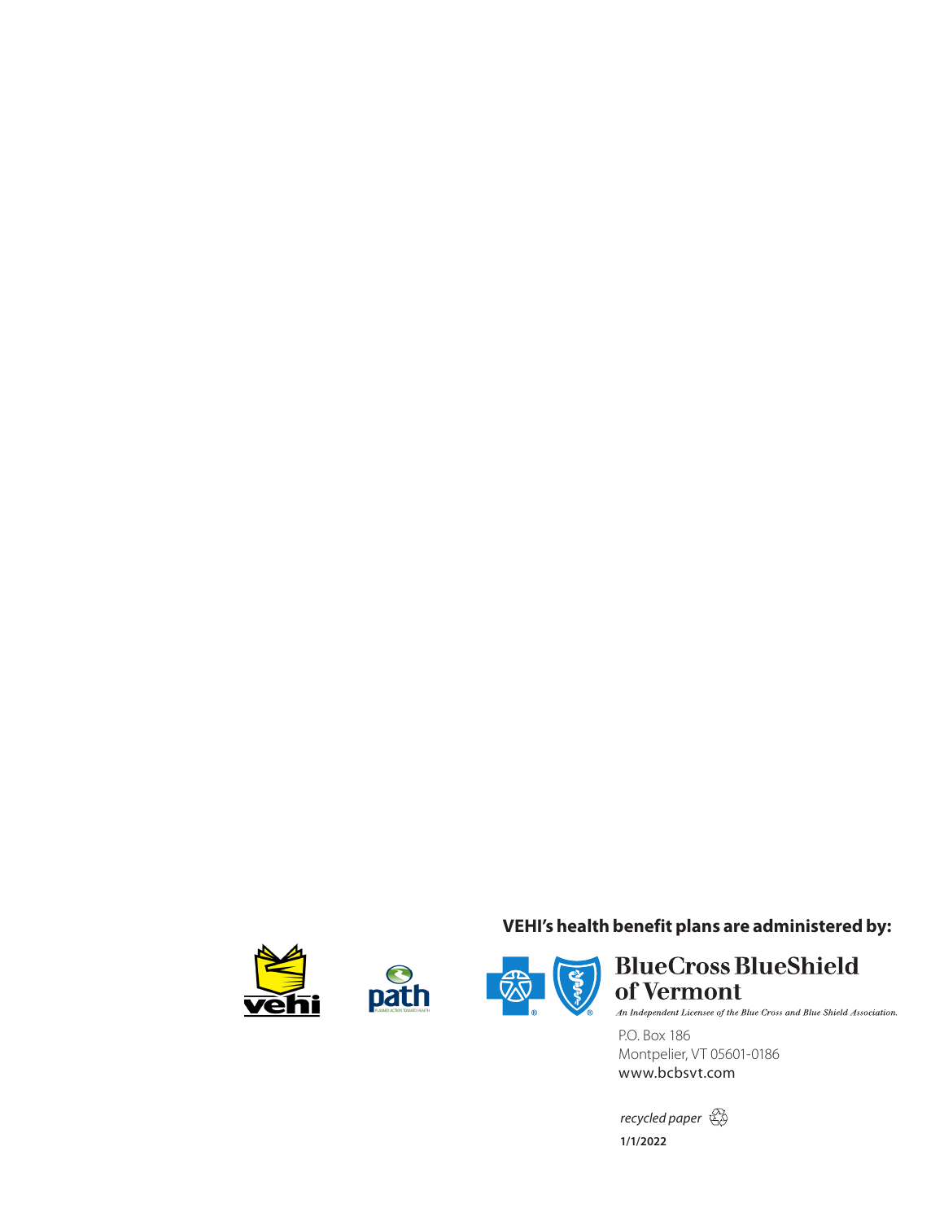**VEHI's health benefit plans are administered by:**

BlueCross BlueShield of Vermont

*An Independent Licensee of the Blue Cross and Blue Shield Association.*

P.O. Box 186
Montpelier, VT 05601-0186
www.bcbsvt.com

*recycled paper*

**1/1/2022**